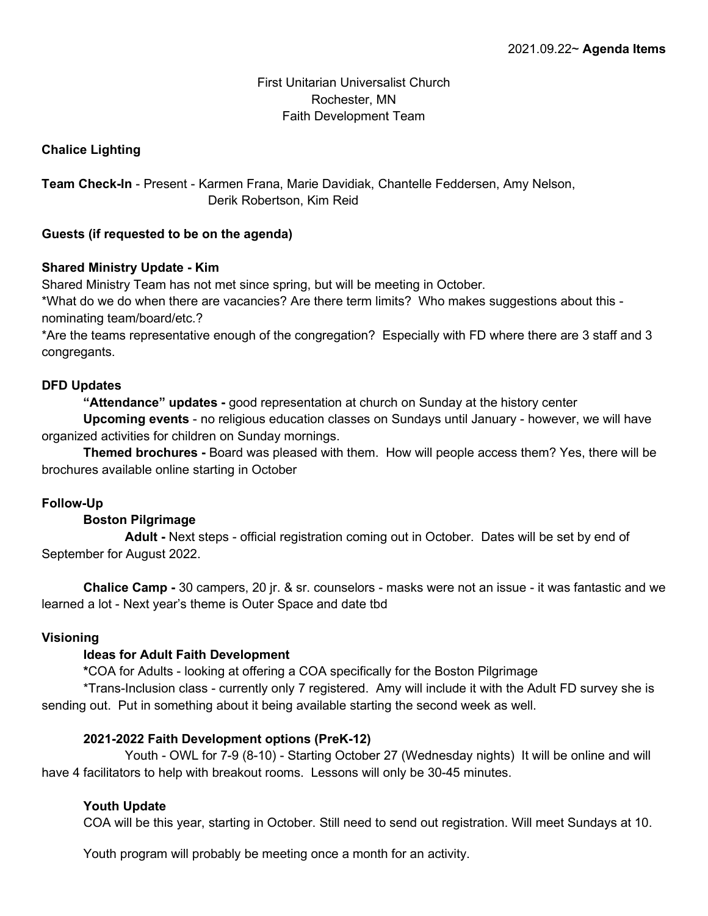2021.09.22~ **Agenda Items**

First Unitarian Universalist Church
Rochester, MN
Faith Development Team

**Chalice Lighting**

**Team Check-In** - Present - Karmen Frana, Marie Davidiak, Chantelle Feddersen, Amy Nelson, Derik Robertson, Kim Reid

**Guests (if requested to be on the agenda)**

**Shared Ministry Update - Kim**

Shared Ministry Team has not met since spring, but will be meeting in October.

*What do we do when there are vacancies? Are there term limits? Who makes suggestions about this - nominating team/board/etc.?

*Are the teams representative enough of the congregation? Especially with FD where there are 3 staff and 3 congregants.

**DFD Updates**

**"Attendance" updates -** good representation at church on Sunday at the history center

**Upcoming events** - no religious education classes on Sundays until January - however, we will have organized activities for children on Sunday mornings.

**Themed brochures -** Board was pleased with them. How will people access them? Yes, there will be brochures available online starting in October

**Follow-Up**

**Boston Pilgrimage**

**Adult -** Next steps - official registration coming out in October. Dates will be set by end of September for August 2022.

**Chalice Camp -** 30 campers, 20 jr. & sr. counselors - masks were not an issue - it was fantastic and we learned a lot - Next year's theme is Outer Space and date tbd

**Visioning**

**Ideas for Adult Faith Development**

*COA for Adults - looking at offering a COA specifically for the Boston Pilgrimage

*Trans-Inclusion class - currently only 7 registered. Amy will include it with the Adult FD survey she is sending out. Put in something about it being available starting the second week as well.

**2021-2022 Faith Development options (PreK-12)**

Youth - OWL for 7-9 (8-10) - Starting October 27 (Wednesday nights) It will be online and will have 4 facilitators to help with breakout rooms. Lessons will only be 30-45 minutes.

**Youth Update**

COA will be this year, starting in October. Still need to send out registration. Will meet Sundays at 10.

Youth program will probably be meeting once a month for an activity.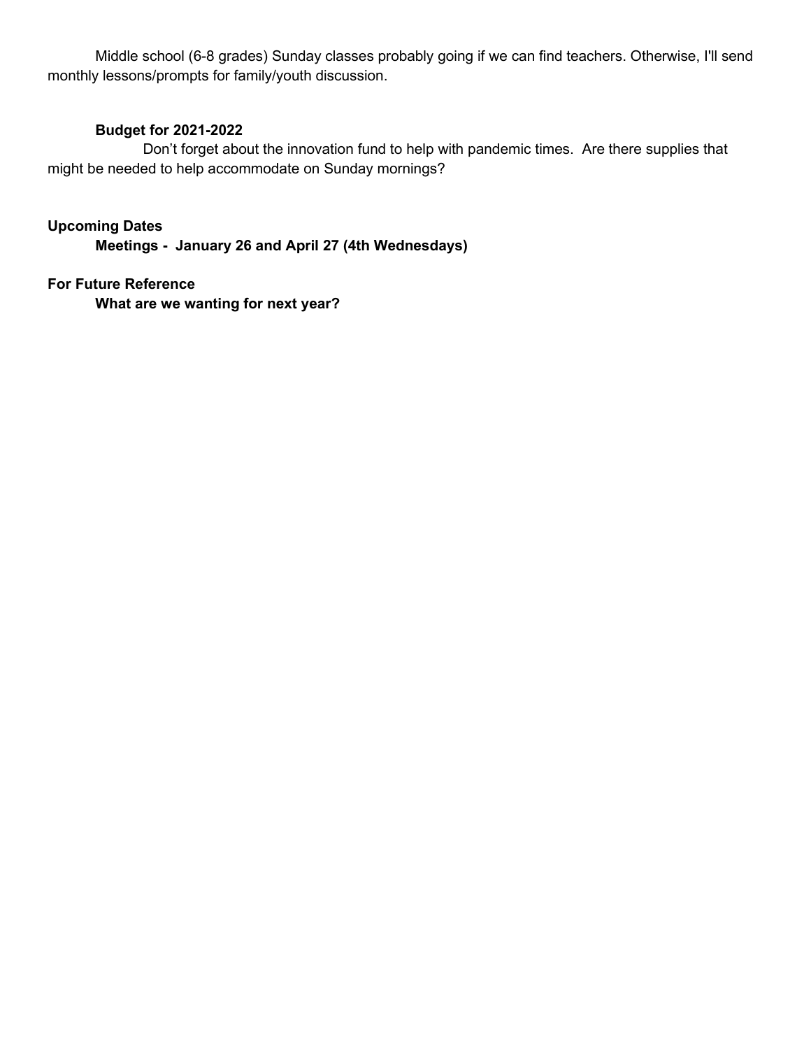Middle school (6-8 grades) Sunday classes probably going if we can find teachers. Otherwise, I'll send monthly lessons/prompts for family/youth discussion.

**Budget for 2021-2022**

Don't forget about the innovation fund to help with pandemic times. Are there supplies that might be needed to help accommodate on Sunday mornings?

**Upcoming Dates**

**Meetings - January 26 and April 27 (4th Wednesdays)**

**For Future Reference**

**What are we wanting for next year?**